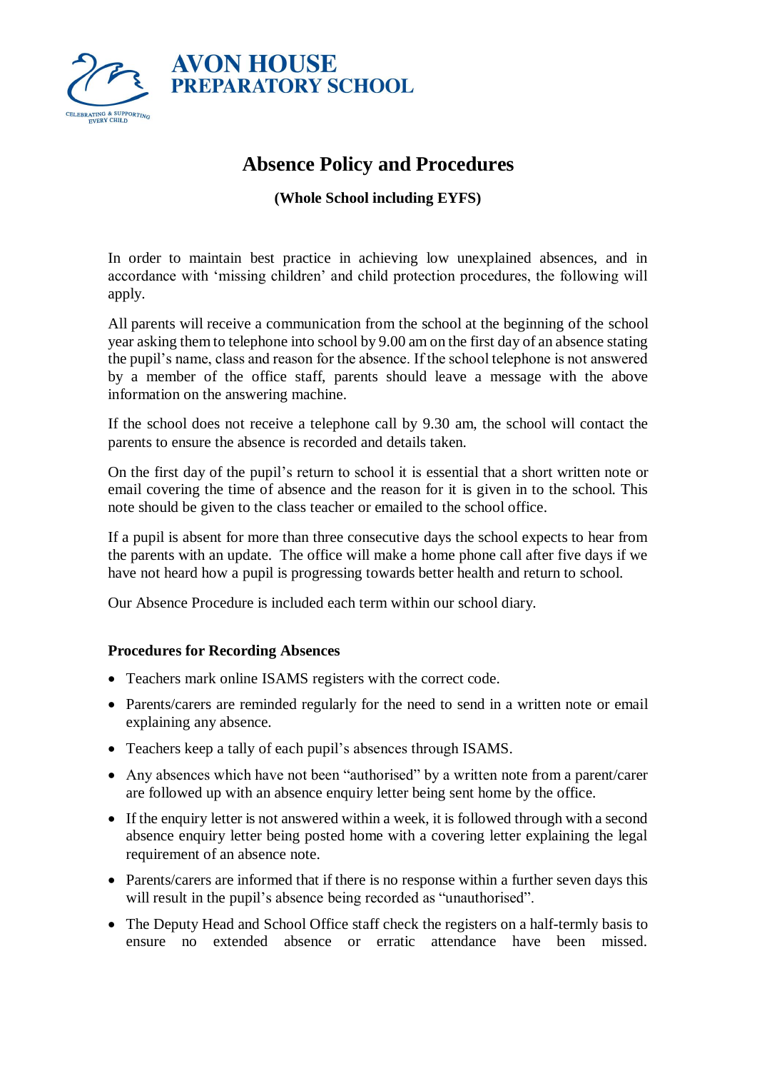AVON HOUSE
PREPARATORY SCHOOL

CELEBRATING & SUPPORTING EVERY CHILD

# Absence Policy and Procedures

**(Whole School including EYFS)**

In order to maintain best practice in achieving low unexplained absences, and in accordance with 'missing children' and child protection procedures, the following will apply.

All parents will receive a communication from the school at the beginning of the school year asking them to telephone into school by 9.00 am on the first day of an absence stating the pupil's name, class and reason for the absence. If the school telephone is not answered by a member of the office staff, parents should leave a message with the above information on the answering machine.

If the school does not receive a telephone call by 9.30 am, the school will contact the parents to ensure the absence is recorded and details taken.

On the first day of the pupil's return to school it is essential that a short written note or email covering the time of absence and the reason for it is given in to the school. This note should be given to the class teacher or emailed to the school office.

If a pupil is absent for more than three consecutive days the school expects to hear from the parents with an update. The office will make a home phone call after five days if we have not heard how a pupil is progressing towards better health and return to school.

Our Absence Procedure is included each term within our school diary.

### Procedures for Recording Absences

- Teachers mark online ISAMS registers with the correct code.
- Parents/carers are reminded regularly for the need to send in a written note or email explaining any absence.
- Teachers keep a tally of each pupil's absences through ISAMS.
- Any absences which have not been "authorised" by a written note from a parent/carer are followed up with an absence enquiry letter being sent home by the office.
- If the enquiry letter is not answered within a week, it is followed through with a second absence enquiry letter being posted home with a covering letter explaining the legal requirement of an absence note.
- Parents/carers are informed that if there is no response within a further seven days this will result in the pupil's absence being recorded as "unauthorised".
- The Deputy Head and School Office staff check the registers on a half-termly basis to ensure no extended absence or erratic attendance have been missed.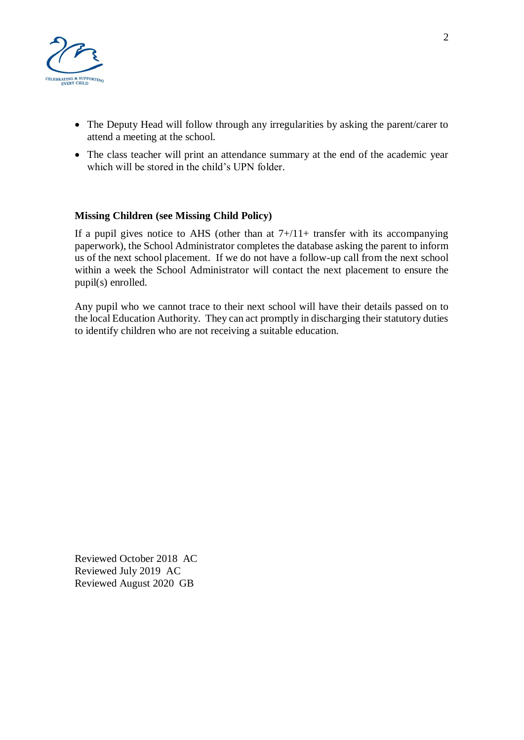- The Deputy Head will follow through any irregularities by asking the parent/carer to attend a meeting at the school.
- The class teacher will print an attendance summary at the end of the academic year which will be stored in the child's UPN folder.

**Missing Children (see Missing Child Policy)**

If a pupil gives notice to AHS (other than at 7+/11+ transfer with its accompanying paperwork), the School Administrator completes the database asking the parent to inform us of the next school placement. If we do not have a follow-up call from the next school within a week the School Administrator will contact the next placement to ensure the pupil(s) enrolled.

Any pupil who we cannot trace to their next school will have their details passed on to the local Education Authority. They can act promptly in discharging their statutory duties to identify children who are not receiving a suitable education.

Reviewed October 2018 AC
Reviewed July 2019 AC
Reviewed August 2020 GB